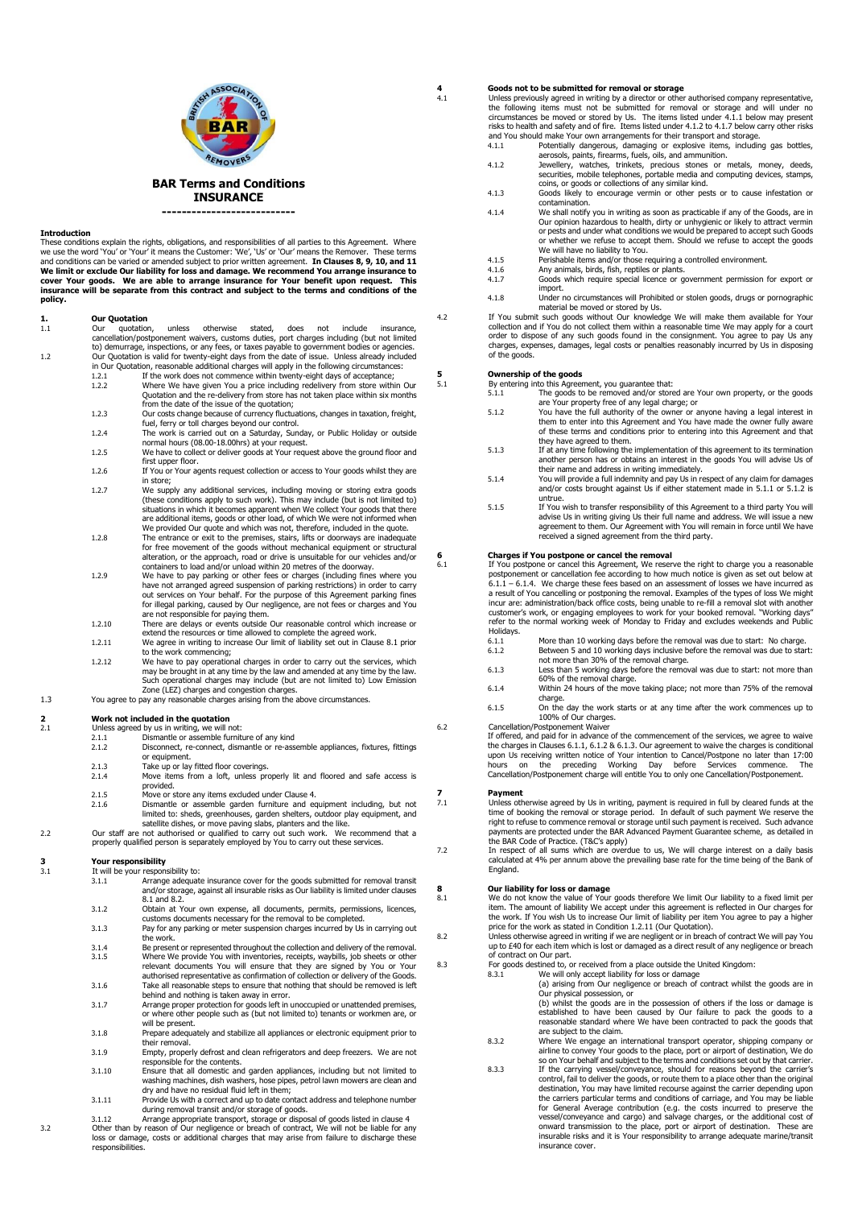# BAR Terms and Conditions

## INSURANCE

---------------------------

### Introduction

These conditions explain the rights, obligations, and responsibilities of all parties to this Agreement. Where we use the word 'You' or 'Your' it means the Customer: 'We', 'Us' or 'Our' means the Remover. These terms and conditions can be varied or amended subject to prior written agreement. **In Clauses 8, 9, 10, and 11 We limit or exclude Our liability for loss and damage. We recommend You arrange insurance to cover Your goods. We are able to arrange insurance for Your benefit upon request. This insurance will be separate from this contract and subject to the terms and conditions of the policy.**

### 1. Our Quotation

1.1 Our quotation, unless otherwise stated, does not include insurance, cancellation/postponement waivers, customs duties, port charges including (but not limited to) demurrage, inspections, or any fees, or taxes payable to government bodies or agencies.

1.2 Our Quotation is valid for twenty-eight days from the date of issue. Unless already included in Our Quotation, reasonable additional charges will apply in the following circumstances:

- 1.2.1 If the work does not commence within twenty-eight days of acceptance;
- 1.2.2 Where We have given You a price including redelivery from store within Our Quotation and the re-delivery from store has not taken place within six months from the date of the issue of the quotation;
- 1.2.3 Our costs change because of currency fluctuations, changes in taxation, freight, fuel, ferry or toll charges beyond our control.
- 1.2.4 The work is carried out on a Saturday, Sunday, or Public Holiday or outside normal hours (08.00-18.00hrs) at your request.
- 1.2.5 We have to collect or deliver goods at Your request above the ground floor and first upper floor.
- 1.2.6 If You or Your agents request collection or access to Your goods whilst they are in store;
- 1.2.7 We supply any additional services, including moving or storing extra goods (these conditions apply to such work). This may include (but is not limited to) situations in which it becomes apparent when We collect Your goods that there are additional items, goods or other load, of which We were not informed when We provided Our quote and which was not, therefore, included in the quote.
- 1.2.8 The entrance or exit to the premises, stairs, lifts or doorways are inadequate for free movement of the goods without mechanical equipment or structural alteration, or the approach, road or drive is unsuitable for our vehicles and/or containers to load and/or unload within 20 metres of the doorway.
- 1.2.9 We have to pay parking or other fees or charges (including fines where you have not arranged agreed suspension of parking restrictions) in order to carry out services on Your behalf. For the purpose of this Agreement parking fines for illegal parking, caused by Our negligence, are not fees or charges and You are not responsible for paying them.
- 1.2.10 There are delays or events outside Our reasonable control which increase or extend the resources or time allowed to complete the agreed work.
- 1.2.11 We agree in writing to increase Our limit of liability set out in Clause 8.1 prior to the work commencing;
- 1.2.12 We have to pay operational charges in order to carry out the services, which may be brought in at any time by the law and amended at any time by the law. Such operational charges may include (but are not limited to) Low Emission Zone (LEZ) charges and congestion charges.

1.3 You agree to pay any reasonable charges arising from the above circumstances.

### 2 Work not included in the quotation

2.1 Unless agreed by us in writing, we will not:

- 2.1.1 Dismantle or assemble furniture of any kind
- 2.1.2 Disconnect, re-connect, dismantle or re-assemble appliances, fixtures, fittings or equipment.
- 2.1.3 Take up or lay fitted floor coverings.
- 2.1.4 Move items from a loft, unless properly lit and floored and safe access is provided.
- 2.1.5 Move or store any items excluded under Clause 4.
- 2.1.6 Dismantle or assemble garden furniture and equipment including, but not limited to: sheds, greenhouses, garden shelters, outdoor play equipment, and satellite dishes, or move paving slabs, planters and the like.

2.2 Our staff are not authorised or qualified to carry out such work. We recommend that a properly qualified person is separately employed by You to carry out these services.

### 3 Your responsibility

3.1 It will be your responsibility to:

- 3.1.1 Arrange adequate insurance cover for the goods submitted for removal transit and/or storage, against all insurable risks as Our liability is limited under clauses 8.1 and 8.2.
- 3.1.2 Obtain at Your own expense, all documents, permits, permissions, licences, customs documents necessary for the removal to be completed.
- 3.1.3 Pay for any parking or meter suspension charges incurred by Us in carrying out the work.
- 3.1.4 Be present or represented throughout the collection and delivery of the removal.
- 3.1.5 Where We provide You with inventories, receipts, waybills, job sheets or other relevant documents You will ensure that they are signed by You or Your authorised representative as confirmation of collection or delivery of the Goods.
- 3.1.6 Take all reasonable steps to ensure that nothing that should be removed is left behind and nothing is taken away in error.
- 3.1.7 Arrange proper protection for goods left in unoccupied or unattended premises, or where other people such as (but not limited to) tenants or workmen are, or will be present.
- 3.1.8 Prepare adequately and stabilize all appliances or electronic equipment prior to their removal.
- 3.1.9 Empty, properly defrost and clean refrigerators and deep freezers. We are not responsible for the contents.
- 3.1.10 Ensure that all domestic and garden appliances, including but not limited to washing machines, dish washers, hose pipes, petrol lawn mowers are clean and dry and have no residual fluid left in them;
- 3.1.11 Provide Us with a correct and up to date contact address and telephone number during removal transit and/or storage of goods.
- 3.1.12 Arrange appropriate transport, storage or disposal of goods listed in clause 4

3.2 Other than by reason of Our negligence or breach of contract, We will not be liable for any loss or damage, costs or additional charges that may arise from failure to discharge these responsibilities.

### 4 Goods not to be submitted for removal or storage

4.1 Unless previously agreed in writing by a director or other authorised company representative, the following items must not be submitted for removal or storage and will under no circumstances be moved or stored by Us. The items listed under 4.1.1 below may present risks to health and safety and of fire. Items listed under 4.1.2 to 4.1.7 below carry other risks and You should make Your own arrangements for their transport and storage.

- 4.1.1 Potentially dangerous, damaging or explosive items, including gas bottles, aerosols, paints, firearms, fuels, oils, and ammunition.
- 4.1.2 Jewellery, watches, trinkets, precious stones or metals, money, deeds, securities, mobile telephones, portable media and computing devices, stamps, coins, or goods or collections of any similar kind.
- 4.1.3 Goods likely to encourage vermin or other pests or to cause infestation or contamination.
- 4.1.4 We shall notify you in writing as soon as practicable if any of the Goods, are in Our opinion hazardous to health, dirty or unhygienic or likely to attract vermin or pests and under what conditions we would be prepared to accept such Goods or whether we refuse to accept them. Should we refuse to accept the goods We will have no liability to You.
- 4.1.5 Perishable items and/or those requiring a controlled environment.
- 4.1.6 Any animals, birds, fish, reptiles or plants.
- 4.1.7 Goods which require special licence or government permission for export or import.
- 4.1.8 Under no circumstances will Prohibited or stolen goods, drugs or pornographic material be moved or stored by Us.

4.2 If You submit such goods without Our knowledge We will make them available for Your collection and if You do not collect them within a reasonable time We may apply for a court order to dispose of any such goods found in the consignment. You agree to pay Us any charges, expenses, damages, legal costs or penalties reasonably incurred by Us in disposing of the goods.

### 5 Ownership of the goods

5.1 By entering into this Agreement, you guarantee that:

- 5.1.1 The goods to be removed and/or stored are Your own property, or the goods are Your property free of any legal charge; or
- 5.1.2 You have the full authority of the owner or anyone having a legal interest in them to enter into this Agreement and You have made the owner fully aware of these terms and conditions prior to entering into this Agreement and that they have agreed to them.
- 5.1.3 If at any time following the implementation of this agreement to its termination another person has or obtains an interest in the goods You will advise Us of their name and address in writing immediately.
- 5.1.4 You will provide a full indemnity and pay Us in respect of any claim for damages and/or costs brought against Us if either statement made in 5.1.1 or 5.1.2 is untrue.
- 5.1.5 If You wish to transfer responsibility of this Agreement to a third party You will advise Us in writing giving Us their full name and address. We will issue a new agreement to them. Our Agreement with You will remain in force until We have received a signed agreement from the third party.

### 6 Charges if You postpone or cancel the removal

6.1 If You postpone or cancel this Agreement, We reserve the right to charge you a reasonable postponement or cancellation fee according to how much notice is given as set out below at 6.1.1 – 6.1.4. We charge these fees based on an assessment of losses we have incurred as a result of You cancelling or postponing the removal. Examples of the types of loss We might incur are: administration/back office costs, being unable to re-fill a removal slot with another customer's work, or engaging employees to work for your booked removal. "Working days" refer to the normal working week of Monday to Friday and excludes weekends and Public Holidays.

- 6.1.1 More than 10 working days before the removal was due to start: No charge.
- 6.1.2 Between 5 and 10 working days inclusive before the removal was due to start: not more than 30% of the removal charge.
- 6.1.3 Less than 5 working days before the removal was due to start: not more than 60% of the removal charge.
- 6.1.4 Within 24 hours of the move taking place; not more than 75% of the removal charge.
- 6.1.5 On the day the work starts or at any time after the work commences up to 100% of Our charges.

6.2 Cancellation/Postponement Waiver

If offered, and paid for in advance of the commencement of the services, we agree to waive the charges in Clauses 6.1.1, 6.1.2 & 6.1.3. Our agreement to waive the charges is conditional upon Us receiving written notice of Your intention to Cancel/Postpone no later than 17:00 hours on the preceding Working Day before Services commence. The Cancellation/Postponement charge will entitle You to only one Cancellation/Postponement.

### 7 Payment

7.1 Unless otherwise agreed by Us in writing, payment is required in full by cleared funds at the time of booking the removal or storage period. In default of such payment We reserve the right to refuse to commence removal or storage until such payment is received. Such advance payments are protected under the BAR Advanced Payment Guarantee scheme, as detailed in the BAR Code of Practice. (T&C's apply)

7.2 In respect of all sums which are overdue to us, We will charge interest on a daily basis calculated at 4% per annum above the prevailing base rate for the time being of the Bank of England.

### 8 Our liability for loss or damage

8.1 We do not know the value of Your goods therefore We limit Our liability to a fixed limit per item. The amount of liability We accept under this agreement is reflected in Our charges for the work. If You wish Us to increase Our limit of liability per item You agree to pay a higher price for the work as stated in Condition 1.2.11 (Our Quotation).

8.2 Unless otherwise agreed in writing if we are negligent or in breach of contract We will pay You up to £40 for each item which is lost or damaged as a direct result of any negligence or breach of contract on Our part.

8.3 For goods destined to, or received from a place outside the United Kingdom:

- 8.3.1 We will only accept liability for loss or damage
  (a) arising from Our negligence or breach of contract whilst the goods are in Our physical possession, or
  (b) whilst the goods are in the possession of others if the loss or damage is established to have been caused by Our failure to pack the goods to a reasonable standard where We have been contracted to pack the goods that are subject to the claim.
- 8.3.2 Where We engage an international transport operator, shipping company or airline to convey Your goods to the place, port or airport of destination, We do so on Your behalf and subject to the terms and conditions set out by that carrier.
- 8.3.3 If the carrying vessel/conveyance, should for reasons beyond the carrier's control, fail to deliver the goods, or route them to a place other than the original destination, You may have limited recourse against the carrier depending upon the carriers particular terms and conditions of carriage, and You may be liable for General Average contribution (e.g. the costs incurred to preserve the vessel/conveyance and cargo) and salvage charges, or the additional cost of onward transmission to the place, port or airport of destination. These are insurable risks and it is Your responsibility to arrange adequate marine/transit insurance cover.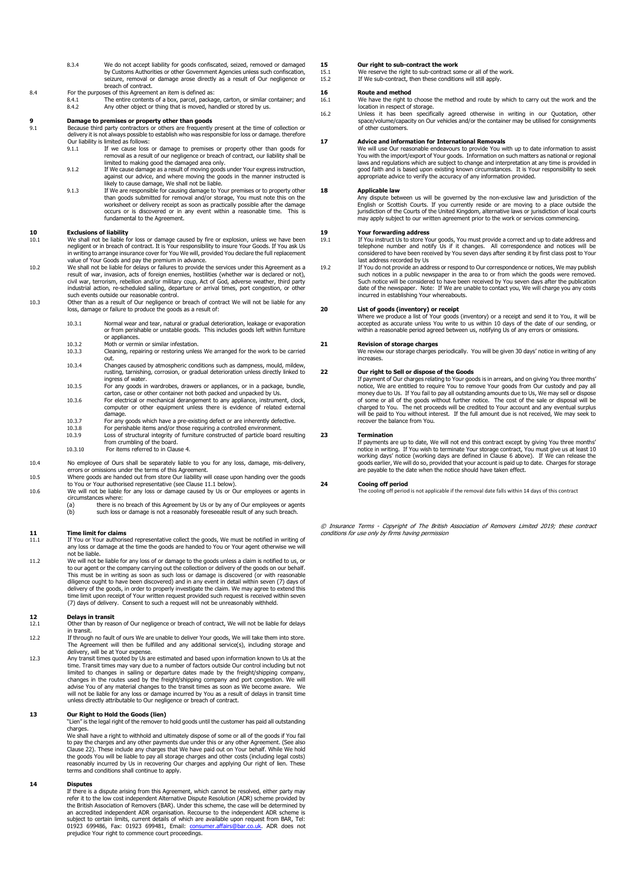8.3.4 We do not accept liability for goods confiscated, seized, removed or damaged by Customs Authorities or other Government Agencies unless such confiscation, seizure, removal or damage arose directly as a result of Our negligence or breach of contract.

8.4 For the purposes of this Agreement an item is defined as:

8.4.1 The entire contents of a box, parcel, package, carton, or similar container; and

8.4.2 Any other object or thing that is moved, handled or stored by us.

## 9 Damage to premises or property other than goods

9.1 Because third party contractors or others are frequently present at the time of collection or delivery it is not always possible to establish who was responsible for loss or damage. therefore Our liability is limited as follows:

9.1.1 If we cause loss or damage to premises or property other than goods for removal as a result of our negligence or breach of contract, our liability shall be limited to making good the damaged area only.

9.1.2 If We cause damage as a result of moving goods under Your express instruction, against our advice, and where moving the goods in the manner instructed is likely to cause damage, We shall not be liable.

9.1.3 If We are responsible for causing damage to Your premises or to property other than goods submitted for removal and/or storage, You must note this on the worksheet or delivery receipt as soon as practically possible after the damage occurs or is discovered or in any event within a reasonable time. This is fundamental to the Agreement.

## 10 Exclusions of liability

10.1 We shall not be liable for loss or damage caused by fire or explosion, unless we have been negligent or in breach of contract. It is Your responsibility to insure Your Goods. If You ask Us in writing to arrange insurance cover for You We will, provided You declare the full replacement value of Your Goods and pay the premium in advance.

10.2 We shall not be liable for delays or failures to provide the services under this Agreement as a result of war, invasion, acts of foreign enemies, hostilities (whether war is declared or not), civil war, terrorism, rebellion and/or military coup, Act of God, adverse weather, third party industrial action, re-scheduled sailing, departure or arrival times, port congestion, or other such events outside our reasonable control.

10.3 Other than as a result of Our negligence or breach of contract We will not be liable for any loss, damage or failure to produce the goods as a result of:

10.3.1 Normal wear and tear, natural or gradual deterioration, leakage or evaporation or from perishable or unstable goods. This includes goods left within furniture or appliances.

10.3.2 Moth or vermin or similar infestation.

10.3.3 Cleaning, repairing or restoring unless We arranged for the work to be carried out.

10.3.4 Changes caused by atmospheric conditions such as dampness, mould, mildew, rusting, tarnishing, corrosion, or gradual deterioration unless directly linked to ingress of water.

10.3.5 For any goods in wardrobes, drawers or appliances, or in a package, bundle, carton, case or other container not both packed and unpacked by Us.

10.3.6 For electrical or mechanical derangement to any appliance, instrument, clock, computer or other equipment unless there is evidence of related external damage.

10.3.7 For any goods which have a pre-existing defect or are inherently defective.

10.3.8 For perishable items and/or those requiring a controlled environment.

10.3.9 Loss of structural integrity of furniture constructed of particle board resulting from crumbling of the board.

10.3.10 For items referred to in Clause 4.

10.4 No employee of Ours shall be separately liable to you for any loss, damage, mis-delivery, errors or omissions under the terms of this Agreement.

10.5 Where goods are handed out from store Our liability will cease upon handing over the goods to You or Your authorised representative (see Clause 11.1 below).

10.6 We will not be liable for any loss or damage caused by Us or Our employees or agents in circumstances where:

(a) there is no breach of this Agreement by Us or by any of Our employees or agents

(b) such loss or damage is not a reasonably foreseeable result of any such breach.

## 11 Time limit for claims

11.1 If You or Your authorised representative collect the goods, We must be notified in writing of any loss or damage at the time the goods are handed to You or Your agent otherwise we will not be liable.

11.2 We will not be liable for any loss of or damage to the goods unless a claim is notified to us, or to our agent or the company carrying out the collection or delivery of the goods on our behalf. This must be in writing as soon as such loss or damage is discovered (or with reasonable diligence ought to have been discovered) and in any event in detail within seven (7) days of delivery of the goods, in order to properly investigate the claim. We may agree to extend this time limit upon receipt of Your written request provided such request is received within seven (7) days of delivery. Consent to such a request will not be unreasonably withheld.

## 12 Delays in transit

12.1 Other than by reason of Our negligence or breach of contract, We will not be liable for delays in transit.

12.2 If through no fault of ours We are unable to deliver Your goods, We will take them into store. The Agreement will then be fulfilled and any additional service(s), including storage and delivery, will be at Your expense.

12.3 Any transit times quoted by Us are estimated and based upon information known to Us at the time. Transit times may vary due to a number of factors outside Our control including but not limited to changes in sailing or departure dates made by the freight/shipping company, changes in the routes used by the freight/shipping company and port congestion. We will advise You of any material changes to the transit times as soon as We become aware. We will not be liable for any loss or damage incurred by You as a result of delays in transit time unless directly attributable to Our negligence or breach of contract.

## 13 Our Right to Hold the Goods (lien)

"Lien" is the legal right of the remover to hold goods until the customer has paid all outstanding charges.

We shall have a right to withhold and ultimately dispose of some or all of the goods if You fail to pay the charges and any other payments due under this or any other Agreement. (See also Clause 22). These include any charges that We have paid out on Your behalf. While We hold the goods You will be liable to pay all storage charges and other costs (including legal costs) reasonably incurred by Us in recovering Our charges and applying Our right of lien. These terms and conditions shall continue to apply.

## 14 Disputes

If there is a dispute arising from this Agreement, which cannot be resolved, either party may refer it to the low cost independent Alternative Dispute Resolution (ADR) scheme provided by the British Association of Removers (BAR). Under this scheme, the case will be determined by an accredited independent ADR organisation. Recourse to the independent ADR scheme is subject to certain limits, current details of which are available upon request from BAR, Tel: 01923 699486, Fax: 01923 699481, Email: consumer.affairs@bar.co.uk. ADR does not prejudice Your right to commence court proceedings.

## 15 Our right to sub-contract the work

15.1 We reserve the right to sub-contract some or all of the work.

15.2 If We sub-contract, then these conditions will still apply.

## 16 Route and method

16.1 We have the right to choose the method and route by which to carry out the work and the location in respect of storage.

16.2 Unless it has been specifically agreed otherwise in writing in our Quotation, other space/volume/capacity on Our vehicles and/or the container may be utilised for consignments of other customers.

## 17 Advice and information for International Removals

We will use Our reasonable endeavours to provide You with up to date information to assist You with the import/export of Your goods. Information on such matters as national or regional laws and regulations which are subject to change and interpretation at any time is provided in good faith and is based upon existing known circumstances. It is Your responsibility to seek appropriate advice to verify the accuracy of any information provided.

## 18 Applicable law

Any dispute between us will be governed by the non-exclusive law and jurisdiction of the English or Scottish Courts. If you currently reside or are moving to a place outside the jurisdiction of the Courts of the United Kingdom, alternative laws or jurisdiction of local courts may apply subject to our written agreement prior to the work or services commencing.

## 19 Your forwarding address

19.1 If You instruct Us to store Your goods, You must provide a correct and up to date address and telephone number and notify Us if it changes. All correspondence and notices will be considered to have been received by You seven days after sending it by first class post to Your last address recorded by Us

19.2 If You do not provide an address or respond to Our correspondence or notices, We may publish such notices in a public newspaper in the area to or from which the goods were removed. Such notice will be considered to have been received by You seven days after the publication date of the newspaper. Note: If We are unable to contact you, We will charge you any costs incurred in establishing Your whereabouts.

## 20 List of goods (inventory) or receipt

Where we produce a list of Your goods (inventory) or a receipt and send it to You, it will be accepted as accurate unless You write to us within 10 days of the date of our sending, or within a reasonable period agreed between us, notifying Us of any errors or omissions.

## 21 Revision of storage charges

We review our storage charges periodically. You will be given 30 days' notice in writing of any increases.

## 22 Our right to Sell or dispose of the Goods

If payment of Our charges relating to Your goods is in arrears, and on giving You three months' notice, We are entitled to require You to remove Your goods from Our custody and pay all money due to Us. If You fail to pay all outstanding amounts due to Us, We may sell or dispose of some or all of the goods without further notice. The cost of the sale or disposal will be charged to You. The net proceeds will be credited to Your account and any eventual surplus will be paid to You without interest. If the full amount due is not received, We may seek to recover the balance from You.

## 23 Termination

If payments are up to date, We will not end this contract except by giving You three months' notice in writing. If You wish to terminate Your storage contract, You must give us at least 10 working days' notice (working days are defined in Clause 6 above). If We can release the goods earlier, We will do so, provided that your account is paid up to date. Charges for storage are payable to the date when the notice should have taken effect.

## 24 Cooing off period

The cooling off period is not applicable if the removal date falls within 14 days of this contract

*© Insurance Terms - Copyright of The British Association of Removers Limited 2019; these contract conditions for use only by firms having permission*